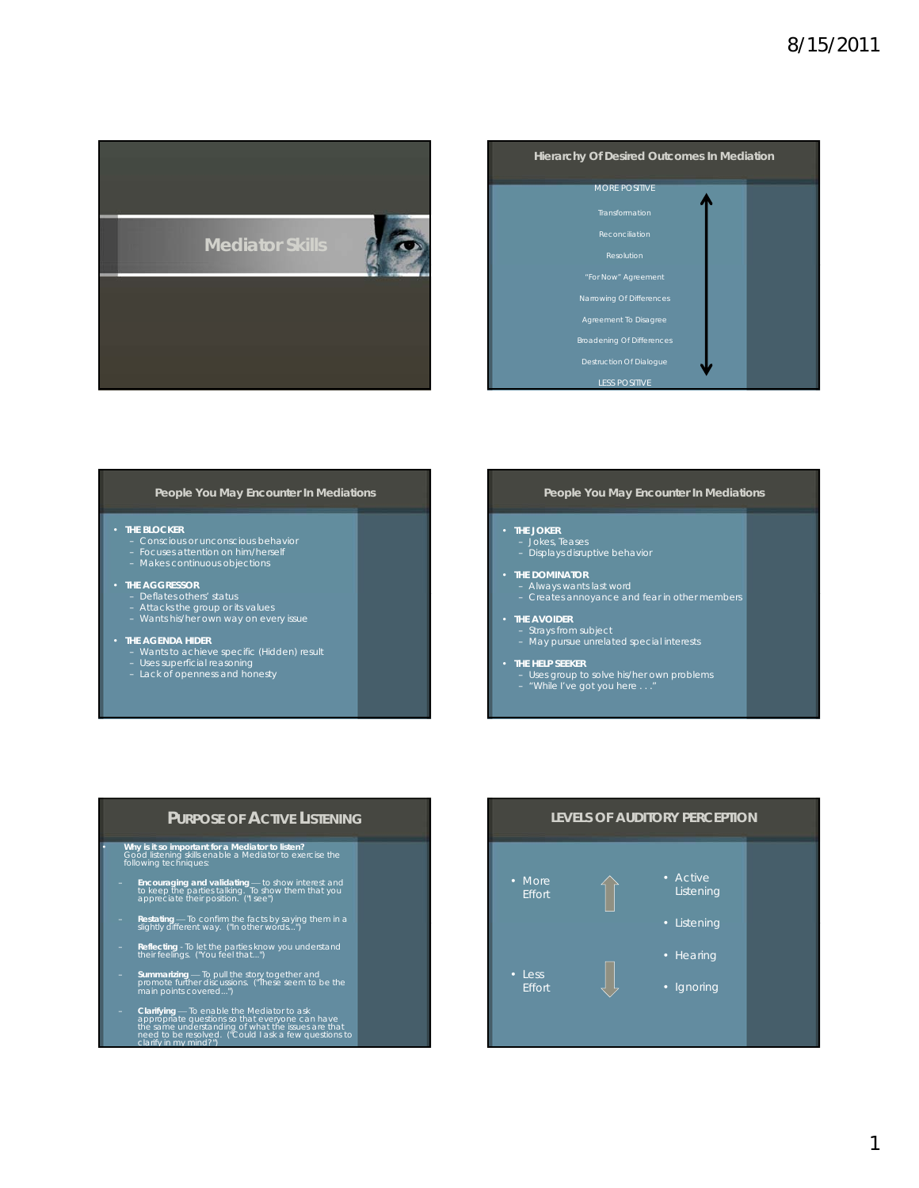# Mediator Skills

## Hierarchy Of Desired Outcomes In Mediation

MORE POSITIVE

- Transformation
- Reconciliation
- Resolution
- "For Now" Agreement
- Narrowing Of Differences
- Agreement To Disagree
- Broadening Of Differences
- Destruction Of Dialogue

LESS POSITIVE

## People You May Encounter In Mediations

- **THE BLOCKER**
  - Conscious or unconscious behavior
  - Focuses attention on him/herself
  - Makes continuous objections
- **THE AGGRESSOR**
  - Deflates others' status
  - Attacks the group or its values
  - Wants his/her own way on every issue
- **THE AGENDA HIDER**
  - Wants to achieve specific (Hidden) result
  - Uses superficial reasoning
  - Lack of openness and honesty

## People You May Encounter In Mediations

- **THE JOKER**
  - Jokes, Teases
  - Displays disruptive behavior
- **THE DOMINATOR**
  - Always wants last word
  - Creates annoyance and fear in other members
- **THE AVOIDER**
  - Strays from subject
  - May pursue unrelated special interests
- **THE HELP SEEKER**
  - Uses group to solve his/her own problems
  - "While I've got you here . . ."

## Purpose of Active Listening

- **Why is it so important for a Mediator to listen?** Good listening skills enable a Mediator to exercise the following techniques:
  - **Encouraging and validating** — to show interest and to keep the parties talking. To show them that you appreciate their position. ("I see")
  - **Restating** — To confirm the facts by saying them in a slightly different way. ("In other words...")
  - **Reflecting** - To let the parties know you understand their feelings. ("You feel that...")
  - **Summarizing** — To pull the story together and promote further discussions. ("These seem to be the main points covered...")
  - **Clarifying** — To enable the Mediator to ask appropriate questions so that everyone can have the same understanding of what the issues are that need to be resolved. ("Could I ask a few questions to clarify in my mind?")

## Levels of Auditory Perception

- More Effort
- Less Effort

- Active Listening
- Listening
- Hearing
- Ignoring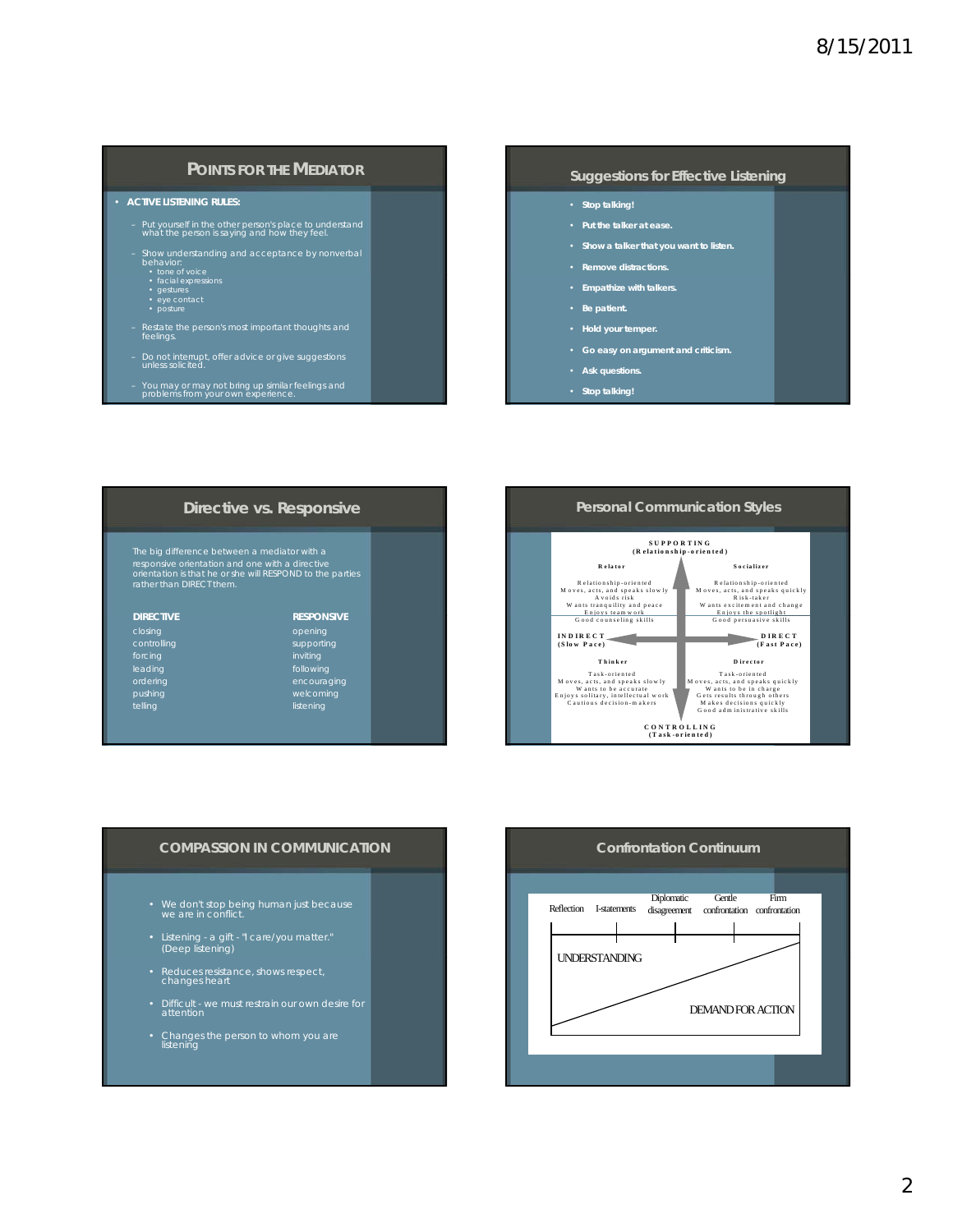## POINTS FOR THE MEDIATOR

- **ACTIVE LISTENING RULES:**
  - Put yourself in the other person's place to understand what the person is saying and how they feel.
  - Show understanding and acceptance by nonverbal behavior:
    - tone of voice
    - facial expressions
    - gestures
    - eye contact
    - posture
  - Restate the person's most important thoughts and feelings.
  - Do not interrupt, offer advice or give suggestions unless solicited.
  - You may or may not bring up similar feelings and problems from your own experience.

## Suggestions for Effective Listening

- **Stop talking!**
- **Put the talker at ease.**
- **Show a talker that you want to listen.**
- **Remove distractions.**
- **Empathize with talkers.**
- **Be patient.**
- **Hold your temper.**
- **Go easy on argument and criticism.**
- **Ask questions.**
- **Stop talking!**

## Directive vs. Responsive

The big difference between a mediator with a responsive orientation and one with a directive orientation is that he or she will RESPOND to the parties rather than DIRECT them.

| DIRECTIVE | RESPONSIVE |
|---|---|
| closing | opening |
| controlling | supporting |
| forcing | inviting |
| leading | following |
| ordering | encouraging |
| pushing | welcoming |
| telling | listening |

## Personal Communication Styles

**SUPPORTING (Relationship-oriented)**

**Relator**
Relationship-oriented
Moves, acts, and speaks slowly
Avoids risk
Wants tranquility and peace
Enjoys teamwork
Good counseling skills

**Socializer**
Relationship-oriented
Moves, acts, and speaks quickly
Risk-taker
Wants excitement and change
Enjoys the spotlight
Good persuasive skills

**INDIRECT (Slow Pace)** — **DIRECT (Fast Pace)**

**Thinker**
Task-oriented
Moves, acts, and speaks slowly
Wants to be accurate
Enjoys solitary, intellectual work
Cautious decision-makers

**Director**
Task-oriented
Moves, acts, and speaks quickly
Wants to be in charge
Gets results through others
Makes decisions quickly
Good administrative skills

**CONTROLLING (Task-oriented)**

## COMPASSION IN COMMUNICATION

- We don't stop being human just because we are in conflict.
- Listening - a gift - "I care/you matter." (Deep listening)
- Reduces resistance, shows respect, changes heart
- Difficult - we must restrain our own desire for attention
- Changes the person to whom you are listening

## Confrontation Continuum

Reflection — I-statements — Diplomatic disagreement — Gentle confrontation — Firm confrontation

UNDERSTANDING

DEMAND FOR ACTION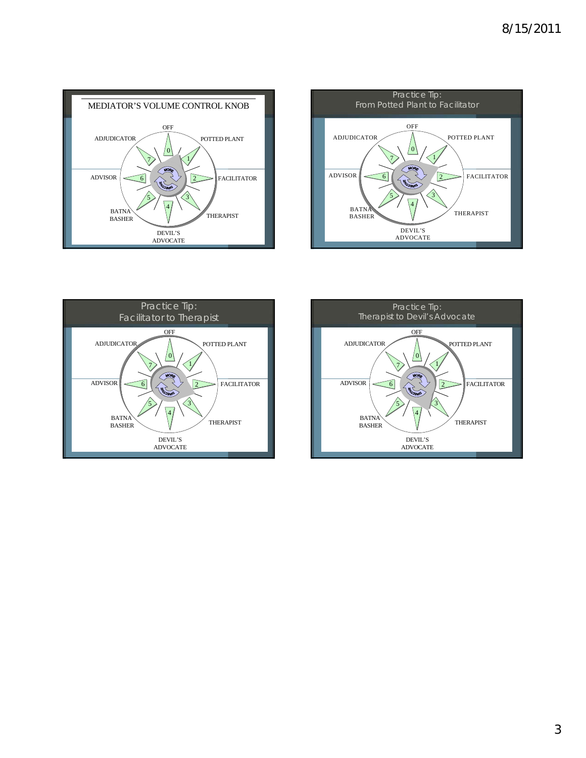## MEDIATOR'S VOLUME CONTROL KNOB

OFF
ADJUDICATOR
POTTED PLANT
ADVISOR
FACILITATOR
BATNA BASHER
THERAPIST
DEVIL'S ADVOCATE
0
1
2
3
4
5
6
7
MORE
DIRECTIVE

## Practice Tip: From Potted Plant to Facilitator

OFF
ADJUDICATOR
POTTED PLANT
ADVISOR
FACILITATOR
BATNA BASHER
THERAPIST
DEVIL'S ADVOCATE
0
1
2
3
4
5
6
7
MORE
DIRECTIVE

## Practice Tip: Facilitator to Therapist

OFF
ADJUDICATOR
POTTED PLANT
ADVISOR
FACILITATOR
BATNA BASHER
THERAPIST
DEVIL'S ADVOCATE
0
1
2
3
4
5
6
7
MORE
DIRECTIVE

## Practice Tip: Therapist to Devil's Advocate

OFF
ADJUDICATOR
POTTED PLANT
ADVISOR
FACILITATOR
BATNA BASHER
THERAPIST
DEVIL'S ADVOCATE
0
1
2
3
4
5
6
7
MORE
DIRECTIVE